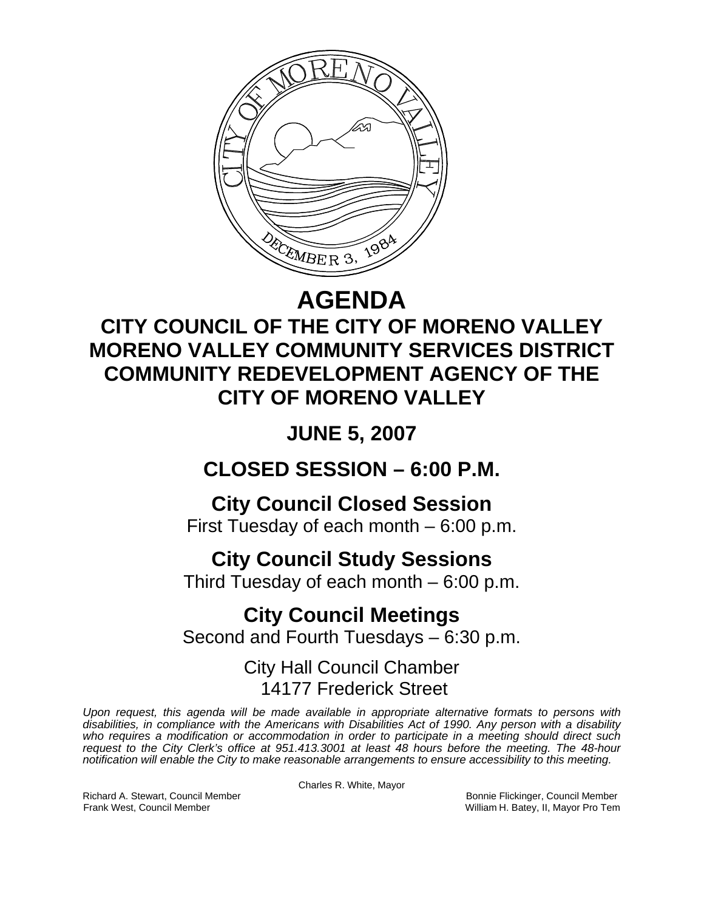# AGENDA

## CITY COUNCIL OF THE CITY OF MORENO VALLEY
## MORENO VALLEY COMMUNITY SERVICES DISTRICT
## COMMUNITY REDEVELOPMENT AGENCY OF THE CITY OF MORENO VALLEY

## JUNE 5, 2007

## CLOSED SESSION – 6:00 P.M.

### City Council Closed Session
First Tuesday of each month – 6:00 p.m.

### City Council Study Sessions
Third Tuesday of each month – 6:00 p.m.

### City Council Meetings
Second and Fourth Tuesdays – 6:30 p.m.

City Hall Council Chamber
14177 Frederick Street

*Upon request, this agenda will be made available in appropriate alternative formats to persons with disabilities, in compliance with the Americans with Disabilities Act of 1990. Any person with a disability who requires a modification or accommodation in order to participate in a meeting should direct such request to the City Clerk's office at 951.413.3001 at least 48 hours before the meeting. The 48-hour notification will enable the City to make reasonable arrangements to ensure accessibility to this meeting.*

Charles R. White, Mayor

Richard A. Stewart, Council Member
Frank West, Council Member
Bonnie Flickinger, Council Member
William H. Batey, II, Mayor Pro Tem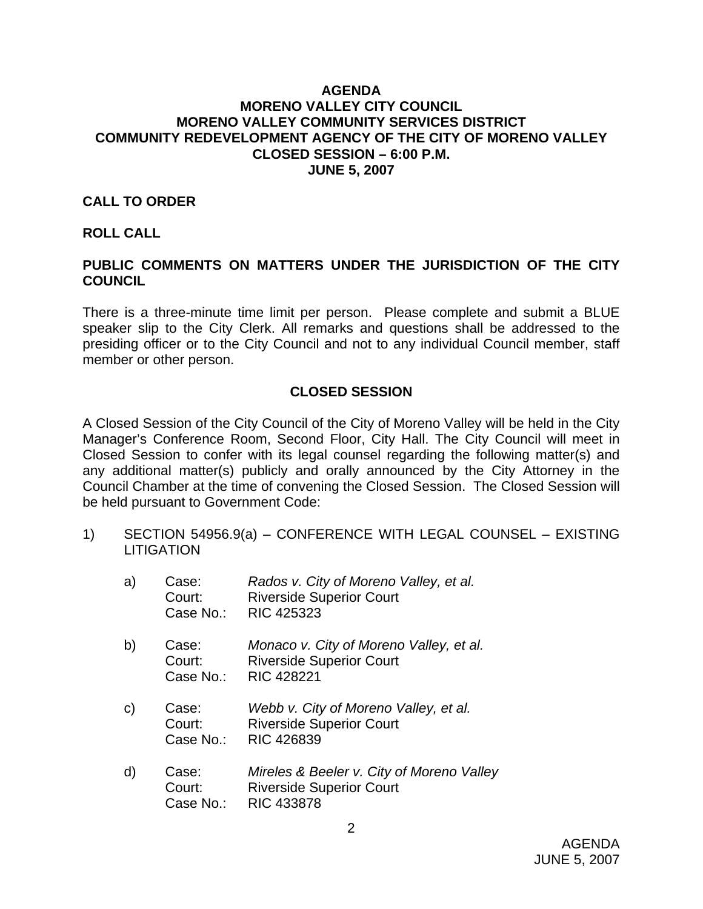**AGENDA**
**MORENO VALLEY CITY COUNCIL**
**MORENO VALLEY COMMUNITY SERVICES DISTRICT**
**COMMUNITY REDEVELOPMENT AGENCY OF THE CITY OF MORENO VALLEY**
**CLOSED SESSION – 6:00 P.M.**
**JUNE 5, 2007**

**CALL TO ORDER**

**ROLL CALL**

**PUBLIC COMMENTS ON MATTERS UNDER THE JURISDICTION OF THE CITY COUNCIL**

There is a three-minute time limit per person. Please complete and submit a BLUE speaker slip to the City Clerk. All remarks and questions shall be addressed to the presiding officer or to the City Council and not to any individual Council member, staff member or other person.

**CLOSED SESSION**

A Closed Session of the City Council of the City of Moreno Valley will be held in the City Manager's Conference Room, Second Floor, City Hall. The City Council will meet in Closed Session to confer with its legal counsel regarding the following matter(s) and any additional matter(s) publicly and orally announced by the City Attorney in the Council Chamber at the time of convening the Closed Session. The Closed Session will be held pursuant to Government Code:

1) SECTION 54956.9(a) – CONFERENCE WITH LEGAL COUNSEL – EXISTING LITIGATION

   a) Case: *Rados v. City of Moreno Valley, et al.*
      Court: Riverside Superior Court
      Case No.: RIC 425323

   b) Case: *Monaco v. City of Moreno Valley, et al.*
      Court: Riverside Superior Court
      Case No.: RIC 428221

   c) Case: *Webb v. City of Moreno Valley, et al.*
      Court: Riverside Superior Court
      Case No.: RIC 426839

   d) Case: *Mireles & Beeler v. City of Moreno Valley*
      Court: Riverside Superior Court
      Case No.: RIC 433878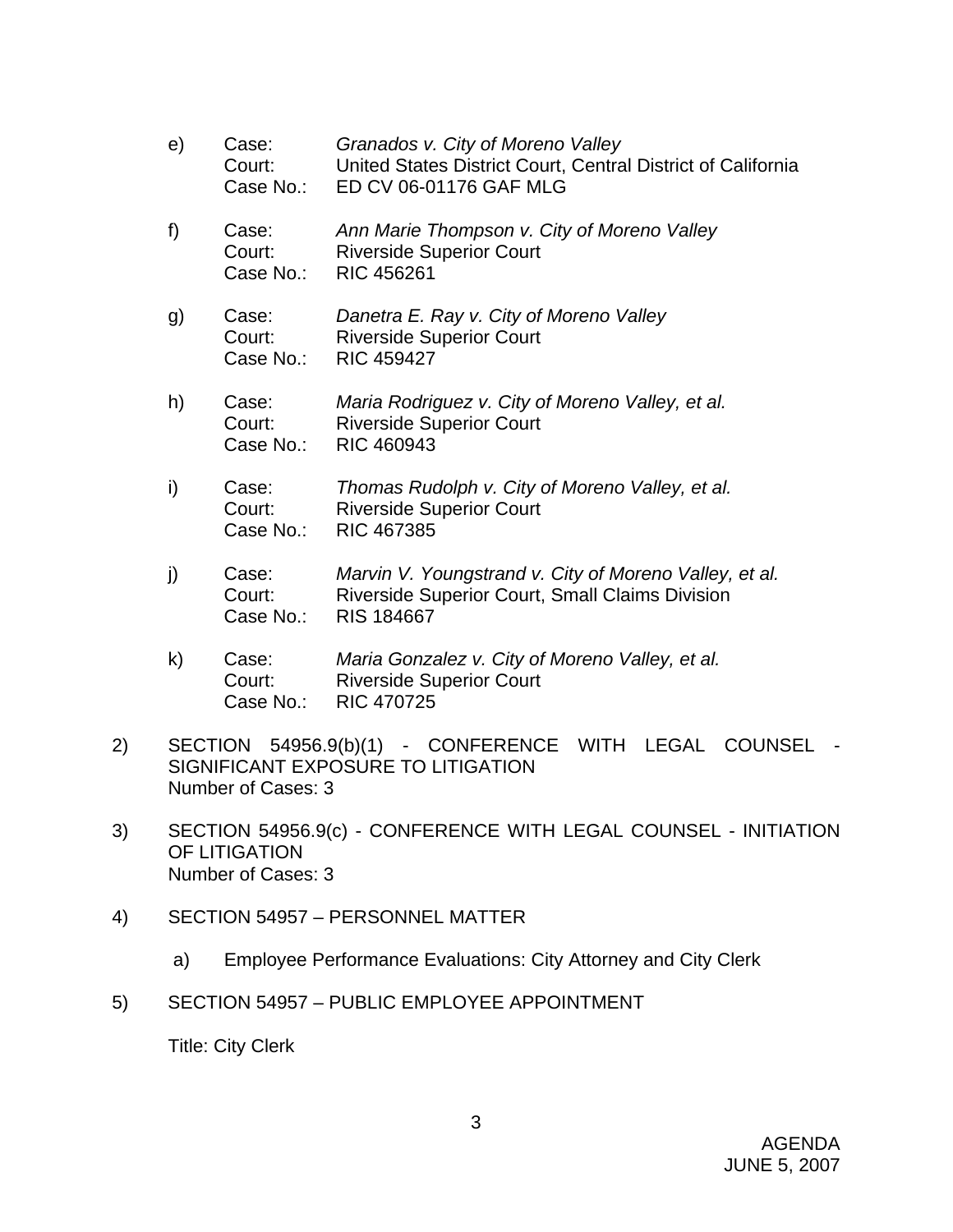e) Case: *Granados v. City of Moreno Valley*
   Court: United States District Court, Central District of California
   Case No.: ED CV 06-01176 GAF MLG

f) Case: *Ann Marie Thompson v. City of Moreno Valley*
   Court: Riverside Superior Court
   Case No.: RIC 456261

g) Case: *Danetra E. Ray v. City of Moreno Valley*
   Court: Riverside Superior Court
   Case No.: RIC 459427

h) Case: *Maria Rodriguez v. City of Moreno Valley, et al.*
   Court: Riverside Superior Court
   Case No.: RIC 460943

i) Case: *Thomas Rudolph v. City of Moreno Valley, et al.*
   Court: Riverside Superior Court
   Case No.: RIC 467385

j) Case: *Marvin V. Youngstrand v. City of Moreno Valley, et al.*
   Court: Riverside Superior Court, Small Claims Division
   Case No.: RIS 184667

k) Case: *Maria Gonzalez v. City of Moreno Valley, et al.*
   Court: Riverside Superior Court
   Case No.: RIC 470725

2) SECTION 54956.9(b)(1) - CONFERENCE WITH LEGAL COUNSEL - SIGNIFICANT EXPOSURE TO LITIGATION
   Number of Cases: 3

3) SECTION 54956.9(c) - CONFERENCE WITH LEGAL COUNSEL - INITIATION OF LITIGATION
   Number of Cases: 3

4) SECTION 54957 – PERSONNEL MATTER

   a) Employee Performance Evaluations: City Attorney and City Clerk

5) SECTION 54957 – PUBLIC EMPLOYEE APPOINTMENT

   Title: City Clerk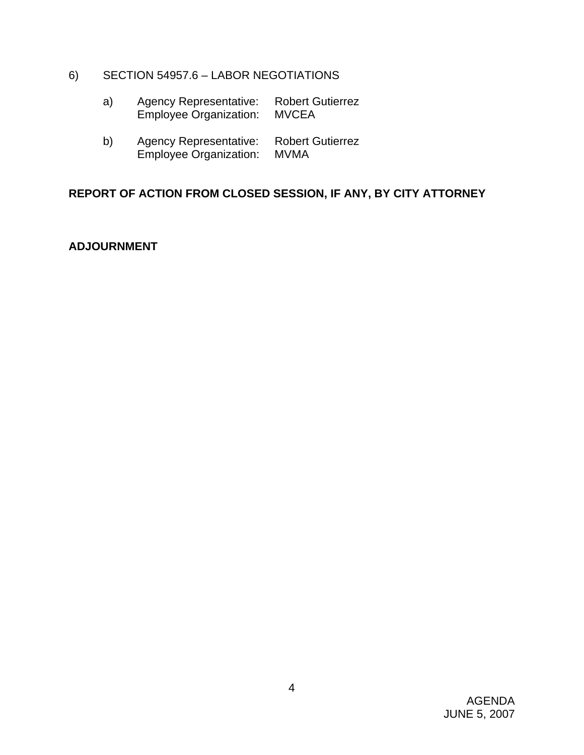6) SECTION 54957.6 – LABOR NEGOTIATIONS

a) Agency Representative: Robert Gutierrez
   Employee Organization: MVCEA

b) Agency Representative: Robert Gutierrez
   Employee Organization: MVMA

**REPORT OF ACTION FROM CLOSED SESSION, IF ANY, BY CITY ATTORNEY**

**ADJOURNMENT**